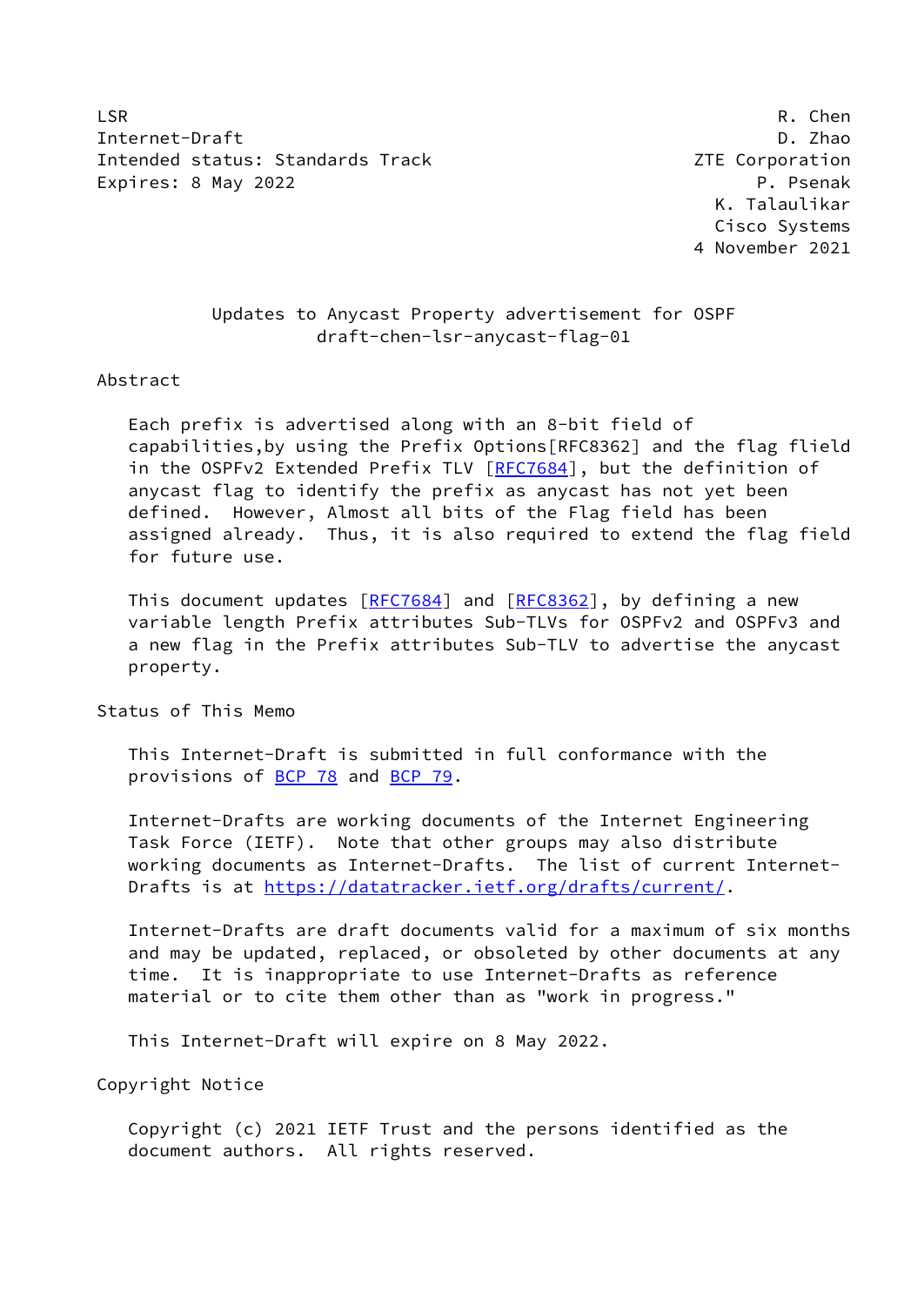LSR R. Chen
Internet-Draft D. Zhao
Intended status: Standards Track ZTE Corporation
Expires: 8 May 2022 P. Psenak
K. Talaulikar
Cisco Systems
4 November 2021

# Updates to Anycast Property advertisement for OSPF
## draft-chen-lsr-anycast-flag-01

## Abstract

Each prefix is advertised along with an 8-bit field of capabilities,by using the Prefix Options[RFC8362] and the flag flield in the OSPFv2 Extended Prefix TLV [RFC7684], but the definition of anycast flag to identify the prefix as anycast has not yet been defined. However, Almost all bits of the Flag field has been assigned already. Thus, it is also required to extend the flag field for future use.

This document updates [RFC7684] and [RFC8362], by defining a new variable length Prefix attributes Sub-TLVs for OSPFv2 and OSPFv3 and a new flag in the Prefix attributes Sub-TLV to advertise the anycast property.

## Status of This Memo

This Internet-Draft is submitted in full conformance with the provisions of BCP 78 and BCP 79.

Internet-Drafts are working documents of the Internet Engineering Task Force (IETF). Note that other groups may also distribute working documents as Internet-Drafts. The list of current Internet-Drafts is at https://datatracker.ietf.org/drafts/current/.

Internet-Drafts are draft documents valid for a maximum of six months and may be updated, replaced, or obsoleted by other documents at any time. It is inappropriate to use Internet-Drafts as reference material or to cite them other than as "work in progress."

This Internet-Draft will expire on 8 May 2022.

## Copyright Notice

Copyright (c) 2021 IETF Trust and the persons identified as the document authors. All rights reserved.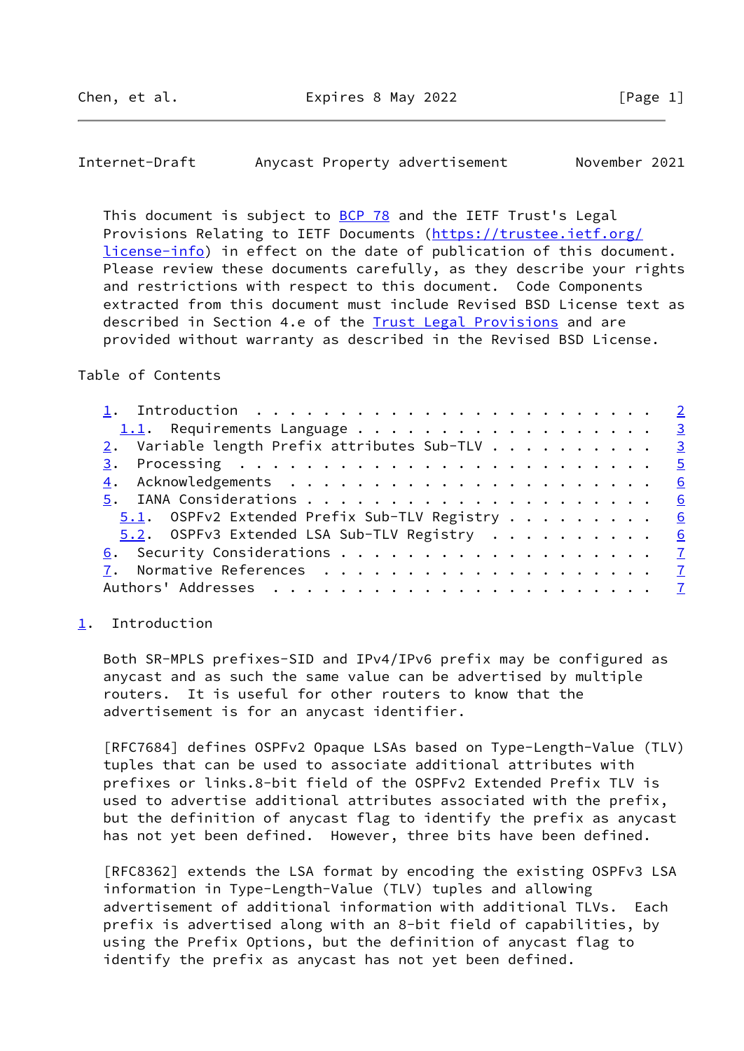This document is subject to BCP 78 and the IETF Trust's Legal Provisions Relating to IETF Documents (https://trustee.ietf.org/license-info) in effect on the date of publication of this document. Please review these documents carefully, as they describe your rights and restrictions with respect to this document. Code Components extracted from this document must include Revised BSD License text as described in Section 4.e of the Trust Legal Provisions and are provided without warranty as described in the Revised BSD License.

Table of Contents

```
   1.  Introduction . . . . . . . . . . . . . . . . . . . . . . . .   2
     1.1.  Requirements Language . . . . . . . . . . . . . . . . . .   3
   2.  Variable length Prefix attributes Sub-TLV . . . . . . . . . .   3
   3.  Processing  . . . . . . . . . . . . . . . . . . . . . . . . .   5
   4.  Acknowledgements  . . . . . . . . . . . . . . . . . . . . . .   6
   5.  IANA Considerations . . . . . . . . . . . . . . . . . . . . .   6
     5.1.  OSPFv2 Extended Prefix Sub-TLV Registry . . . . . . . . .   6
     5.2.  OSPFv3 Extended LSA Sub-TLV Registry  . . . . . . . . . .   6
   6.  Security Considerations . . . . . . . . . . . . . . . . . . .   7
   7.  Normative References  . . . . . . . . . . . . . . . . . . . .   7
   Authors' Addresses  . . . . . . . . . . . . . . . . . . . . . . .   7
```

## 1. Introduction

Both SR-MPLS prefixes-SID and IPv4/IPv6 prefix may be configured as anycast and as such the same value can be advertised by multiple routers. It is useful for other routers to know that the advertisement is for an anycast identifier.

[RFC7684] defines OSPFv2 Opaque LSAs based on Type-Length-Value (TLV) tuples that can be used to associate additional attributes with prefixes or links.8-bit field of the OSPFv2 Extended Prefix TLV is used to advertise additional attributes associated with the prefix, but the definition of anycast flag to identify the prefix as anycast has not yet been defined. However, three bits have been defined.

[RFC8362] extends the LSA format by encoding the existing OSPFv3 LSA information in Type-Length-Value (TLV) tuples and allowing advertisement of additional information with additional TLVs. Each prefix is advertised along with an 8-bit field of capabilities, by using the Prefix Options, but the definition of anycast flag to identify the prefix as anycast has not yet been defined.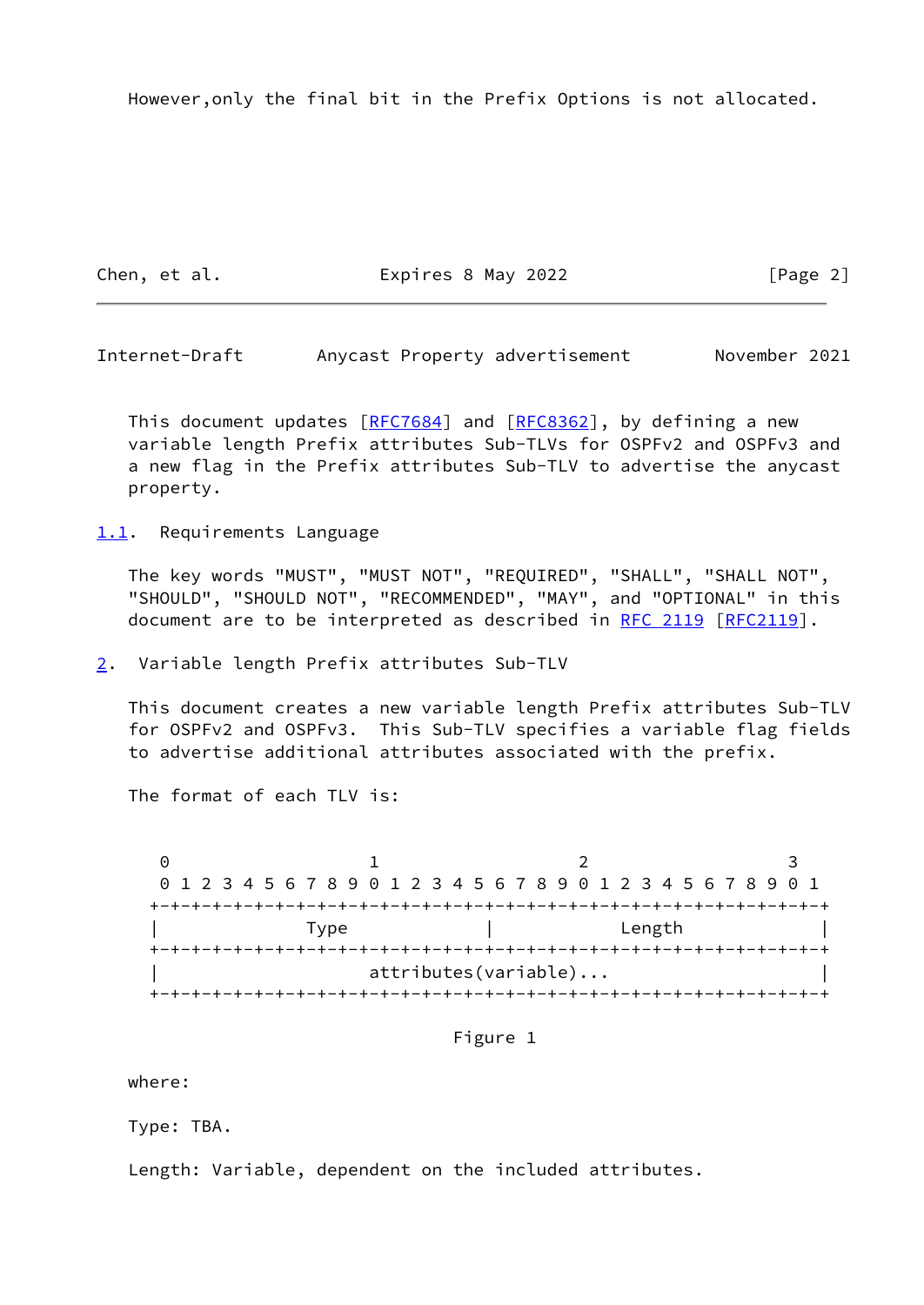However,only the final bit in the Prefix Options is not allocated.

This document updates [RFC7684] and [RFC8362], by defining a new variable length Prefix attributes Sub-TLVs for OSPFv2 and OSPFv3 and a new flag in the Prefix attributes Sub-TLV to advertise the anycast property.

### 1.1. Requirements Language

The key words "MUST", "MUST NOT", "REQUIRED", "SHALL", "SHALL NOT", "SHOULD", "SHOULD NOT", "RECOMMENDED", "MAY", and "OPTIONAL" in this document are to be interpreted as described in RFC 2119 [RFC2119].

## 2. Variable length Prefix attributes Sub-TLV

This document creates a new variable length Prefix attributes Sub-TLV for OSPFv2 and OSPFv3. This Sub-TLV specifies a variable flag fields to advertise additional attributes associated with the prefix.

The format of each TLV is:

```
 0                   1                   2                   3
 0 1 2 3 4 5 6 7 8 9 0 1 2 3 4 5 6 7 8 9 0 1 2 3 4 5 6 7 8 9 0 1
+-+-+-+-+-+-+-+-+-+-+-+-+-+-+-+-+-+-+-+-+-+-+-+-+-+-+-+-+-+-+-+-+
|              Type             |             Length            |
+-+-+-+-+-+-+-+-+-+-+-+-+-+-+-+-+-+-+-+-+-+-+-+-+-+-+-+-+-+-+-+-+
|                     attributes(variable)...                   |
+-+-+-+-+-+-+-+-+-+-+-+-+-+-+-+-+-+-+-+-+-+-+-+-+-+-+-+-+-+-+-+-+
```

Figure 1

where:

Type: TBA.

Length: Variable, dependent on the included attributes.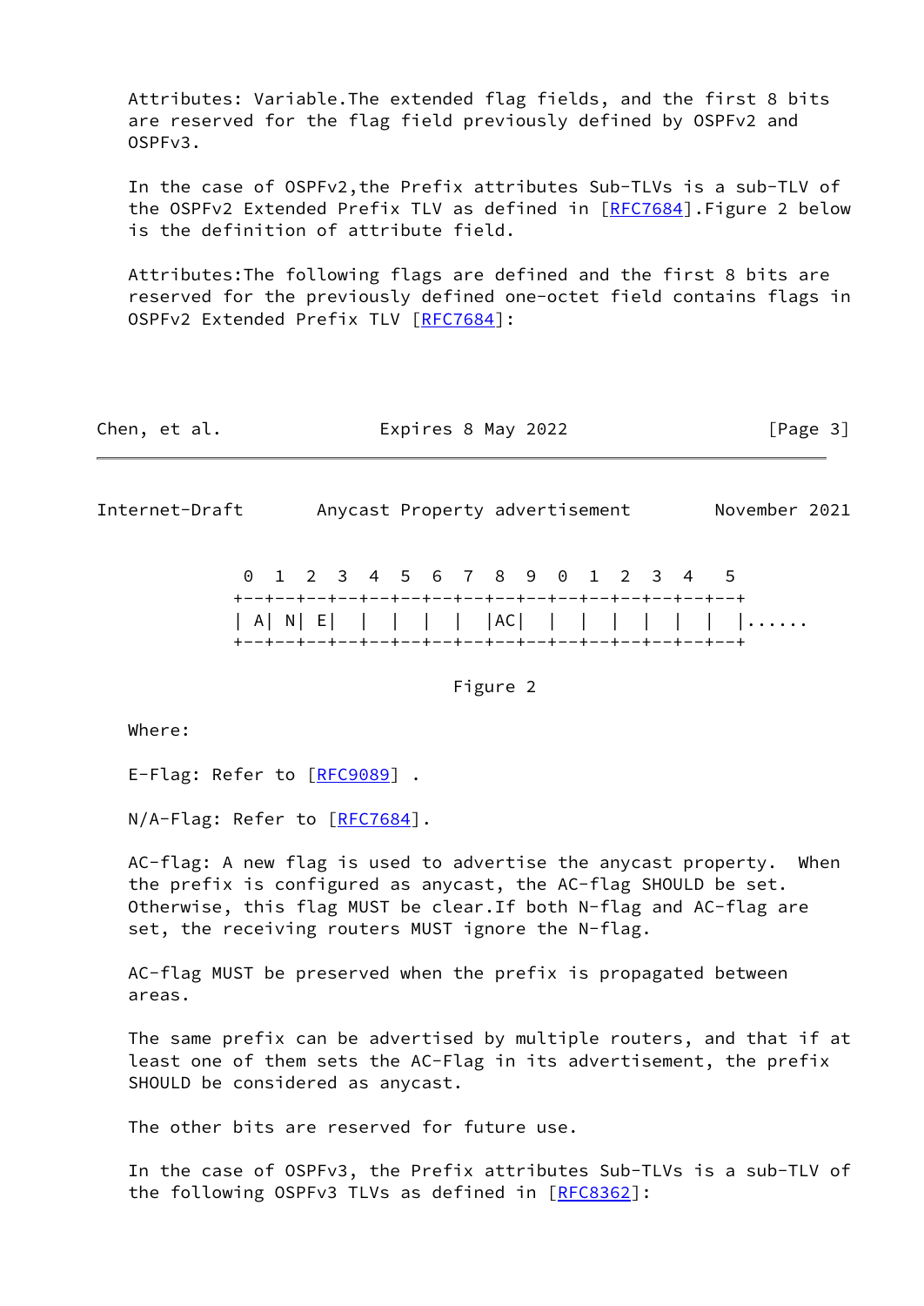Attributes: Variable.The extended flag fields, and the first 8 bits are reserved for the flag field previously defined by OSPFv2 and OSPFv3.

In the case of OSPFv2,the Prefix attributes Sub-TLVs is a sub-TLV of the OSPFv2 Extended Prefix TLV as defined in [RFC7684].Figure 2 below is the definition of attribute field.

Attributes:The following flags are defined and the first 8 bits are reserved for the previously defined one-octet field contains flags in OSPFv2 Extended Prefix TLV [RFC7684]:

```
 0  1  2  3  4  5  6  7  8  9  0  1  2  3  4   5
+--+--+--+--+--+--+--+--+--+--+--+--+--+--+--+--+
| A| N| E|  |  |  |  |  |AC|  |  |  |  |  |  |  |......
+--+--+--+--+--+--+--+--+--+--+--+--+--+--+--+--+
```

Figure 2

Where:

E-Flag: Refer to [RFC9089] .

N/A-Flag: Refer to [RFC7684].

AC-flag: A new flag is used to advertise the anycast property. When the prefix is configured as anycast, the AC-flag SHOULD be set. Otherwise, this flag MUST be clear.If both N-flag and AC-flag are set, the receiving routers MUST ignore the N-flag.

AC-flag MUST be preserved when the prefix is propagated between areas.

The same prefix can be advertised by multiple routers, and that if at least one of them sets the AC-Flag in its advertisement, the prefix SHOULD be considered as anycast.

The other bits are reserved for future use.

In the case of OSPFv3, the Prefix attributes Sub-TLVs is a sub-TLV of the following OSPFv3 TLVs as defined in [RFC8362]: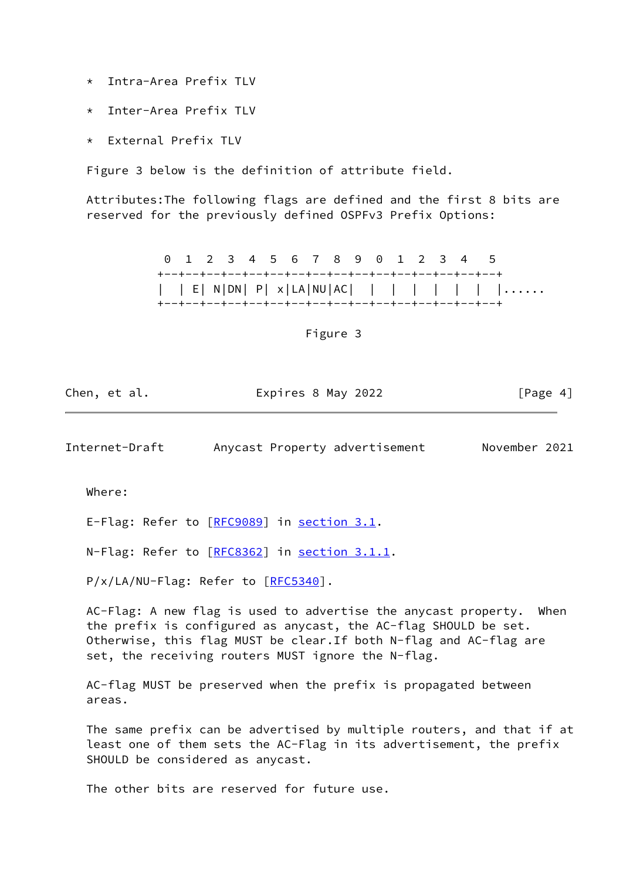* Intra-Area Prefix TLV

* Inter-Area Prefix TLV

* External Prefix TLV

Figure 3 below is the definition of attribute field.

Attributes:The following flags are defined and the first 8 bits are reserved for the previously defined OSPFv3 Prefix Options:

```
 0  1  2  3  4  5  6  7  8  9  0  1  2  3  4   5
+--+--+--+--+--+--+--+--+--+--+--+--+--+--+--+--+
|  | E| N|DN| P| x|LA|NU|AC|  |  |  |  |  |  |  |......
+--+--+--+--+--+--+--+--+--+--+--+--+--+--+--+--+
```

Figure 3

Where:

E-Flag: Refer to [RFC9089] in section 3.1.

N-Flag: Refer to [RFC8362] in section 3.1.1.

P/x/LA/NU-Flag: Refer to [RFC5340].

AC-Flag: A new flag is used to advertise the anycast property. When the prefix is configured as anycast, the AC-flag SHOULD be set. Otherwise, this flag MUST be clear.If both N-flag and AC-flag are set, the receiving routers MUST ignore the N-flag.

AC-flag MUST be preserved when the prefix is propagated between areas.

The same prefix can be advertised by multiple routers, and that if at least one of them sets the AC-Flag in its advertisement, the prefix SHOULD be considered as anycast.

The other bits are reserved for future use.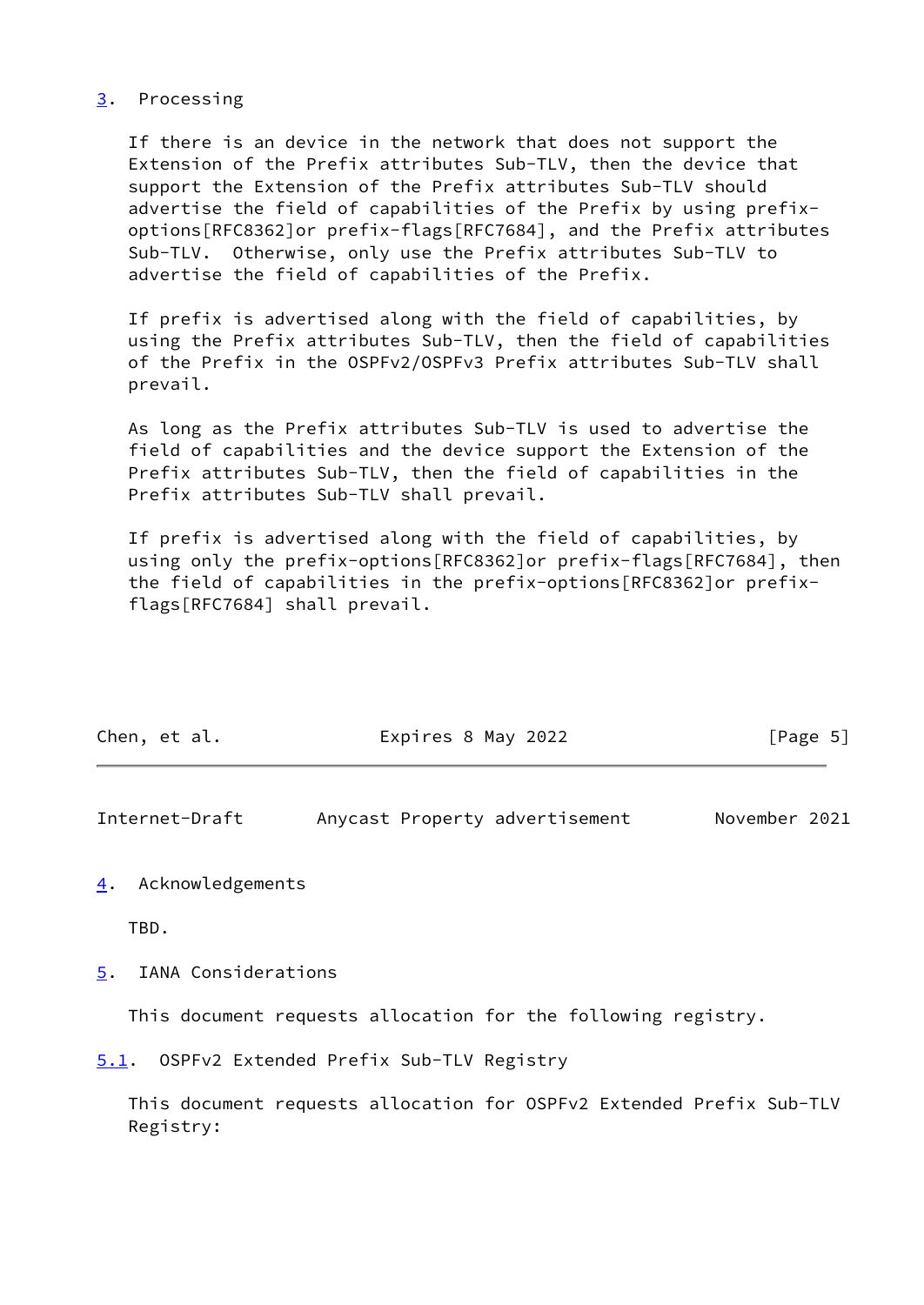## 3. Processing

If there is an device in the network that does not support the Extension of the Prefix attributes Sub-TLV, then the device that support the Extension of the Prefix attributes Sub-TLV should advertise the field of capabilities of the Prefix by using prefix-options[RFC8362]or prefix-flags[RFC7684], and the Prefix attributes Sub-TLV. Otherwise, only use the Prefix attributes Sub-TLV to advertise the field of capabilities of the Prefix.

If prefix is advertised along with the field of capabilities, by using the Prefix attributes Sub-TLV, then the field of capabilities of the Prefix in the OSPFv2/OSPFv3 Prefix attributes Sub-TLV shall prevail.

As long as the Prefix attributes Sub-TLV is used to advertise the field of capabilities and the device support the Extension of the Prefix attributes Sub-TLV, then the field of capabilities in the Prefix attributes Sub-TLV shall prevail.

If prefix is advertised along with the field of capabilities, by using only the prefix-options[RFC8362]or prefix-flags[RFC7684], then the field of capabilities in the prefix-options[RFC8362]or prefix-flags[RFC7684] shall prevail.

## 4. Acknowledgements

TBD.

## 5. IANA Considerations

This document requests allocation for the following registry.

### 5.1. OSPFv2 Extended Prefix Sub-TLV Registry

This document requests allocation for OSPFv2 Extended Prefix Sub-TLV Registry: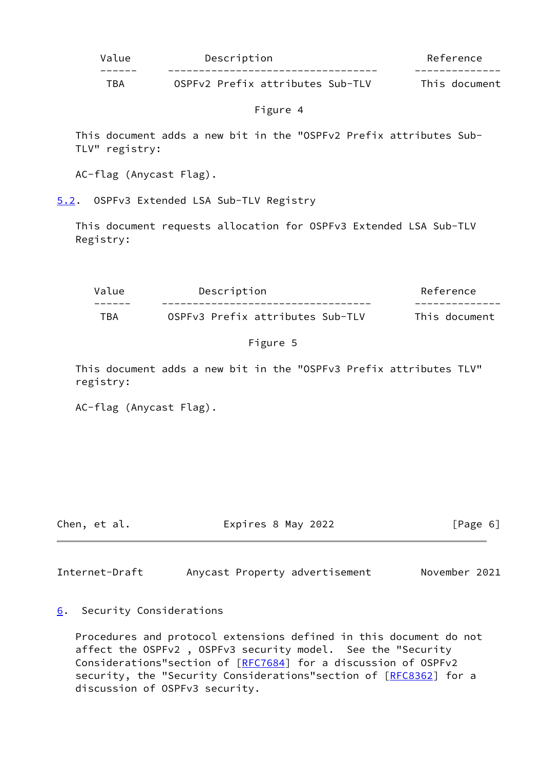| Value | Description | Reference |
|---|---|---|
| TBA | OSPFv2 Prefix attributes Sub-TLV | This document |

Figure 4

This document adds a new bit in the "OSPFv2 Prefix attributes Sub-TLV" registry:

AC-flag (Anycast Flag).

### 5.2. OSPFv3 Extended LSA Sub-TLV Registry

This document requests allocation for OSPFv3 Extended LSA Sub-TLV Registry:

| Value | Description | Reference |
|---|---|---|
| TBA | OSPFv3 Prefix attributes Sub-TLV | This document |

Figure 5

This document adds a new bit in the "OSPFv3 Prefix attributes TLV" registry:

AC-flag (Anycast Flag).

## 6. Security Considerations

Procedures and protocol extensions defined in this document do not affect the OSPFv2 , OSPFv3 security model. See the "Security Considerations"section of [RFC7684] for a discussion of OSPFv2 security, the "Security Considerations"section of [RFC8362] for a discussion of OSPFv3 security.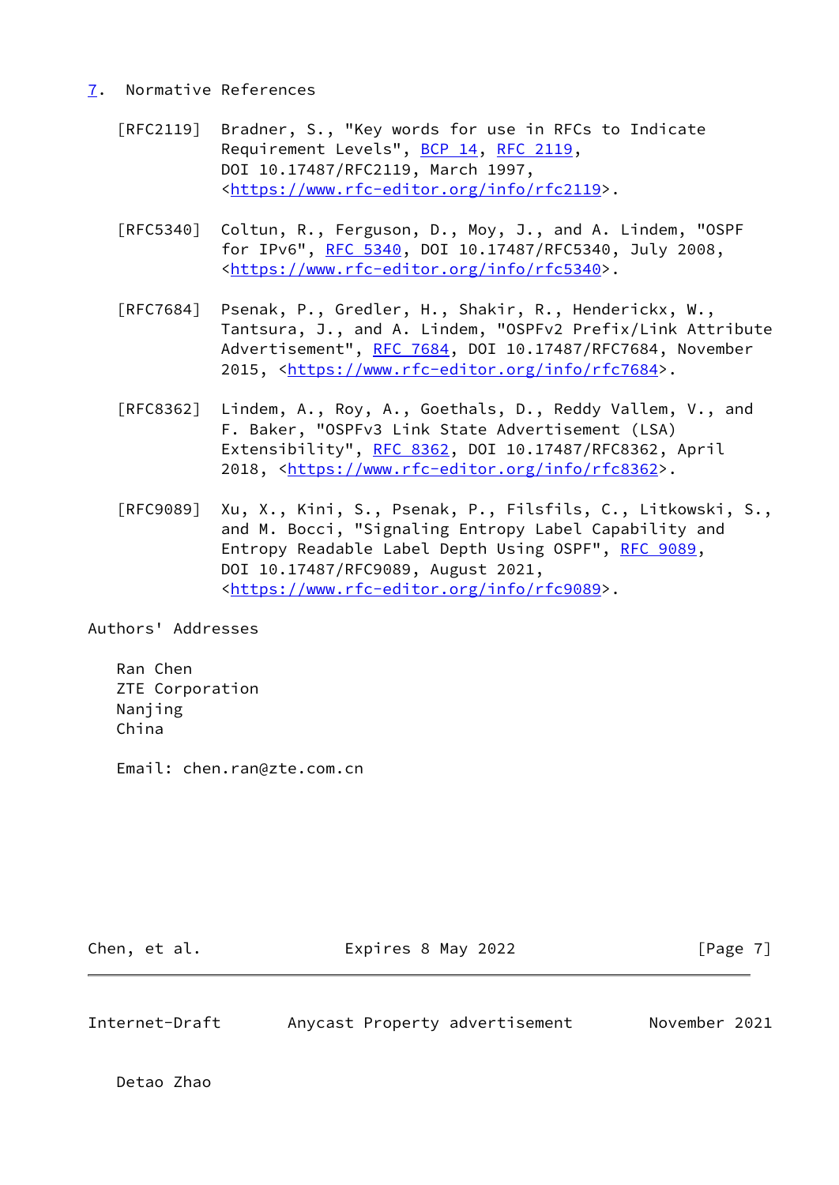## 7. Normative References

[RFC2119] Bradner, S., "Key words for use in RFCs to Indicate Requirement Levels", BCP 14, RFC 2119, DOI 10.17487/RFC2119, March 1997, <https://www.rfc-editor.org/info/rfc2119>.

[RFC5340] Coltun, R., Ferguson, D., Moy, J., and A. Lindem, "OSPF for IPv6", RFC 5340, DOI 10.17487/RFC5340, July 2008, <https://www.rfc-editor.org/info/rfc5340>.

[RFC7684] Psenak, P., Gredler, H., Shakir, R., Henderickx, W., Tantsura, J., and A. Lindem, "OSPFv2 Prefix/Link Attribute Advertisement", RFC 7684, DOI 10.17487/RFC7684, November 2015, <https://www.rfc-editor.org/info/rfc7684>.

[RFC8362] Lindem, A., Roy, A., Goethals, D., Reddy Vallem, V., and F. Baker, "OSPFv3 Link State Advertisement (LSA) Extensibility", RFC 8362, DOI 10.17487/RFC8362, April 2018, <https://www.rfc-editor.org/info/rfc8362>.

[RFC9089] Xu, X., Kini, S., Psenak, P., Filsfils, C., Litkowski, S., and M. Bocci, "Signaling Entropy Label Capability and Entropy Readable Label Depth Using OSPF", RFC 9089, DOI 10.17487/RFC9089, August 2021, <https://www.rfc-editor.org/info/rfc9089>.

## Authors' Addresses

Ran Chen
ZTE Corporation
Nanjing
China

Email: chen.ran@zte.com.cn

Detao Zhao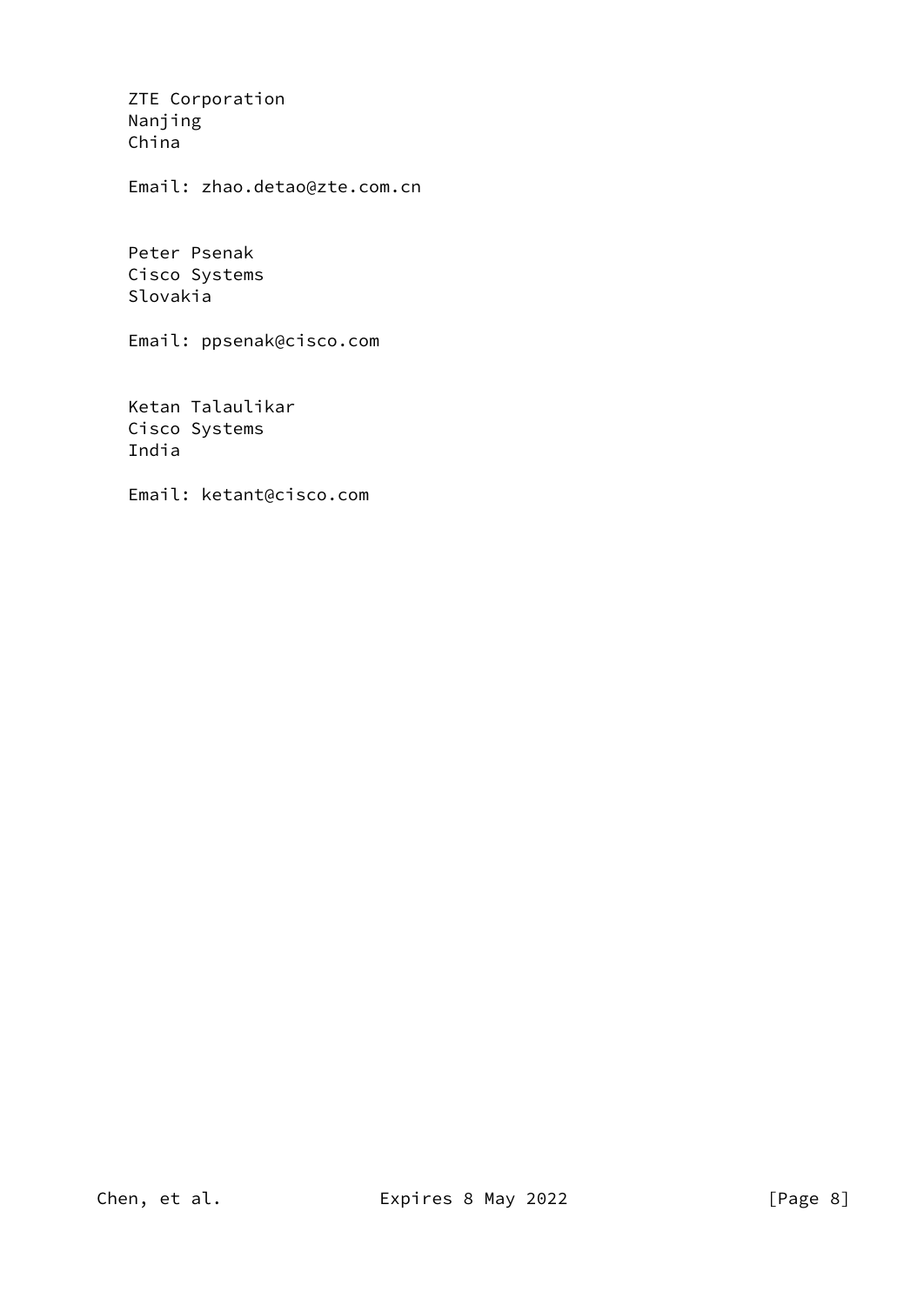ZTE Corporation
Nanjing
China

Email: zhao.detao@zte.com.cn

Peter Psenak
Cisco Systems
Slovakia

Email: ppsenak@cisco.com

Ketan Talaulikar
Cisco Systems
India

Email: ketant@cisco.com